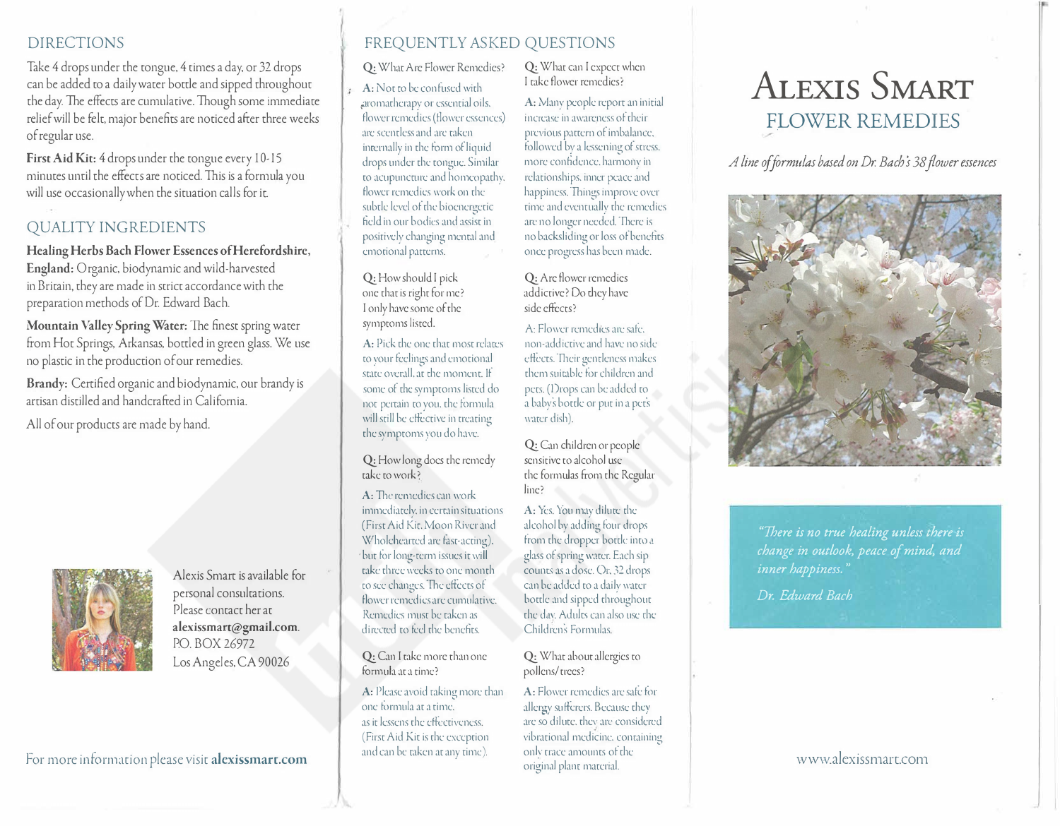## DIRECTIONS

Take 4 drops under the tongue, 4 times a day, or 32 drops can be added to a daily water bottle and sipped throughout the day. The effects are cumulative. Though some immediate relief will be felt, major benefits are noticed after three weeks of regular use.

**First Aid Kit:** 4 drops under the tongue every 10-15 minutes until the effects are noticed. This is a formula you will use occasionally when the situation calls for it.

## QUALITY INGREDIENTS

**Healing Herbs Bach Flower Essences of Herefordshire, England:** Organic, biodynamic and wild-harvested in Britain, they are made in strict accordance with the preparation methods of Dr. Edward Bach.

**Mountain Valley Spring Water:** The finest spring water from Hot Springs, Arkansas, bottled in green glass. We use no plastic in the production of our remedies.

**Brandy:** Certified organic and biodynamic, our brandy is artisan distilled and handcrafted in California.

All of our products are made by hand.

Alexis Smart is available for personal consultations. Please contact her at **alexissmart@gmail.com**.
P.O. BOX 26972
Los Angeles, CA 90026

For more information please visit **alexissmart.com**

## FREQUENTLY ASKED QUESTIONS

**Q:** What Are Flower Remedies?

**A:** Not to be confused with aromatherapy or essential oils, flower remedies (flower essences) are scentless and are taken internally in the form of liquid drops under the tongue. Similar to acupuncture and homeopathy, flower remedies work on the subtle level of the bioenergetic field in our bodies and assist in positively changing mental and emotional patterns.

**Q:** How should I pick one that is right for me? I only have some of the symptoms listed.

**A:** Pick the one that most relates to your feelings and emotional state overall, at the moment. If some of the symptoms listed do not pertain to you, the formula will still be effective in treating the symptoms you do have.

**Q:** How long does the remedy take to work?

**A:** The remedies can work immediately, in certain situations (First Aid Kit, Moon River and Wholehearted are fast-acting), but for long-term issues it will take three weeks to one month to see changes. The effects of flower remedies are cumulative. Remedies must be taken as directed to feel the benefits.

**Q:** Can I take more than one formula at a time?

**A:** Please avoid taking more than one formula at a time, as it lessens the effectiveness. (First Aid Kit is the exception and can be taken at any time).

**Q:** What can I expect when I take flower remedies?

**A:** Many people report an initial increase in awareness of their previous pattern of imbalance, followed by a lessening of stress, more confidence, harmony in relationships, inner peace and happiness. Things improve over time and eventually the remedies are no longer needed. There is no backsliding or loss of benefits once progress has been made.

**Q:** Are flower remedies addictive? Do they have side effects?

A: Flower remedies are safe, non-addictive and have no side effects. Their gentleness makes them suitable for children and pets. (Drops can be added to a baby's bottle or put in a pet's water dish).

**Q:** Can children or people sensitive to alcohol use the formulas from the Regular line?

**A:** Yes. You may dilute the alcohol by adding four drops from the dropper bottle into a glass of spring water. Each sip counts as a dose. Or, 32 drops can be added to a daily water bottle and sipped throughout the day. Adults can also use the Children's Formulas.

**Q:** What about allergies to pollens/trees?

**A:** Flower remedies are safe for allergy sufferers. Because they are so dilute, they are considered vibrational medicine, containing only trace amounts of the original plant material.

# ALEXIS SMART
## FLOWER REMEDIES

*A line of formulas based on Dr. Bach's 38 flower essences*

*"There is no true healing unless there is change in outlook, peace of mind, and inner happiness."*

*Dr. Edward Bach*

www.alexissmart.com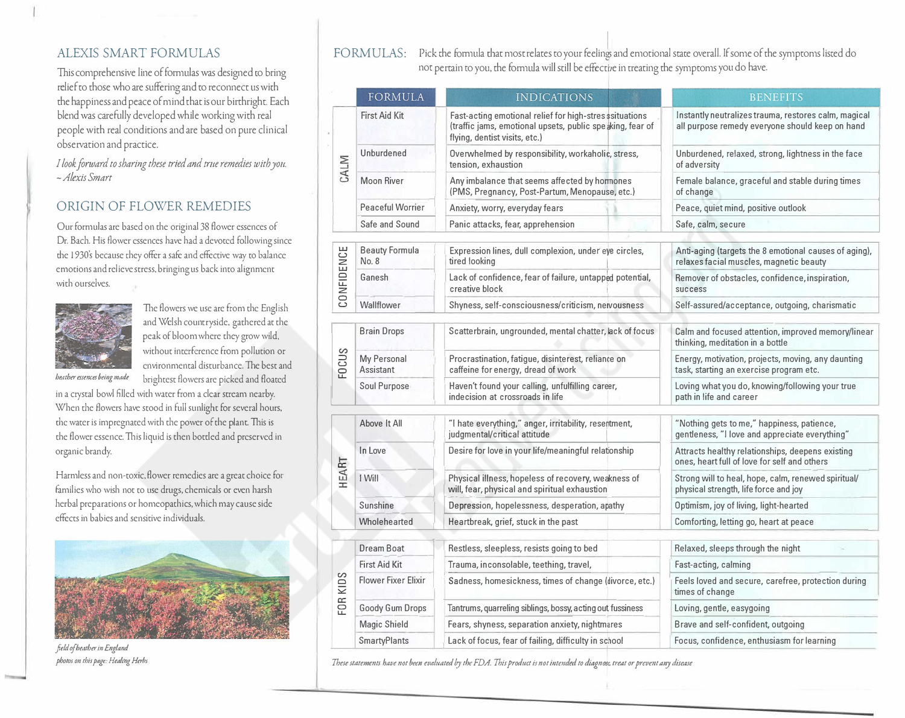## ALEXIS SMART FORMULAS

This comprehensive line of formulas was designed to bring relief to those who are suffering and to reconnect us with the happiness and peace of mind that is our birthright. Each blend was carefully developed while working with real people with real conditions and are based on pure clinical observation and practice.

*I look forward to sharing these tried and true remedies with you. ~ Alexis Smart*

## ORIGIN OF FLOWER REMEDIES

Our formulas are based on the original 38 flower essences of Dr. Bach. His flower essences have had a devoted following since the 1930's because they offer a safe and effective way to balance emotions and relieve stress, bringing us back into alignment with ourselves.

The flowers we use are from the English and Welsh countryside, gathered at the peak of bloom where they grow wild, without interference from pollution or environmental disturbance. The best and brightest flowers are picked and floated in a crystal bowl filled with water from a clear stream nearby. When the flowers have stood in full sunlight for several hours, the water is impregnated with the power of the plant. This is the flower essence. This liquid is then bottled and preserved in organic brandy.

*heather essences being made*

Harmless and non-toxic, flower remedies are a great choice for families who wish not to use drugs, chemicals or even harsh herbal preparations or homeopathics, which may cause side effects in babies and sensitive individuals.

*field of heather in England*

*photos on this page: Healing Herbs*

## FORMULAS:

Pick the formula that most relates to your feelings and emotional state overall. If some of the symptoms listed do not pertain to you, the formula will still be effective in treating the symptoms you do have.

| | FORMULA | INDICATIONS | BENEFITS |
|---|---|---|---|
| CALM | First Aid Kit | Fast-acting emotional relief for high-stress situations (traffic jams, emotional upsets, public speaking, fear of flying, dentist visits, etc.) | Instantly neutralizes trauma, restores calm, magical all purpose remedy everyone should keep on hand |
| | Unburdened | Overwhelmed by responsibility, workaholic, stress, tension, exhaustion | Unburdened, relaxed, strong, lightness in the face of adversity |
| | Moon River | Any imbalance that seems affected by hormones (PMS, Pregnancy, Post-Partum, Menopause, etc.) | Female balance, graceful and stable during times of change |
| | Peaceful Worrier | Anxiety, worry, everyday fears | Peace, quiet mind, positive outlook |
| | Safe and Sound | Panic attacks, fear, apprehension | Safe, calm, secure |
| CONFIDENCE | Beauty Formula No. 8 | Expression lines, dull complexion, under eye circles, tired looking | Anti-aging (targets the 8 emotional causes of aging), relaxes facial muscles, magnetic beauty |
| | Ganesh | Lack of confidence, fear of failure, untapped potential, creative block | Remover of obstacles, confidence, inspiration, success |
| | Wallflower | Shyness, self-consciousness/criticism, nervousness | Self-assured/acceptance, outgoing, charismatic |
| FOCUS | Brain Drops | Scatterbrain, ungrounded, mental chatter, lack of focus | Calm and focused attention, improved memory/linear thinking, meditation in a bottle |
| | My Personal Assistant | Procrastination, fatigue, disinterest, reliance on caffeine for energy, dread of work | Energy, motivation, projects, moving, any daunting task, starting an exercise program etc. |
| | Soul Purpose | Haven't found your calling, unfulfilling career, indecision at crossroads in life | Loving what you do, knowing/following your true path in life and career |
| HEART | Above It All | "I hate everything," anger, irritability, resentment, judgmental/critical attitude | "Nothing gets to me," happiness, patience, gentleness, "I love and appreciate everything" |
| | In Love | Desire for love in your life/meaningful relationship | Attracts healthy relationships, deepens existing ones, heart full of love for self and others |
| | I Will | Physical illness, hopeless of recovery, weakness of will, fear, physical and spiritual exhaustion | Strong will to heal, hope, calm, renewed spiritual/physical strength, life force and joy |
| | Sunshine | Depression, hopelessness, desperation, apathy | Optimism, joy of living, light-hearted |
| | Wholehearted | Heartbreak, grief, stuck in the past | Comforting, letting go, heart at peace |
| FOR KIDS | Dream Boat | Restless, sleepless, resists going to bed | Relaxed, sleeps through the night |
| | First Aid Kit | Trauma, inconsolable, teething, travel, | Fast-acting, calming |
| | Flower Fixer Elixir | Sadness, homesickness, times of change (divorce, etc.) | Feels loved and secure, carefree, protection during times of change |
| | Goody Gum Drops | Tantrums, quarreling siblings, bossy, acting out fussiness | Loving, gentle, easygoing |
| | Magic Shield | Fears, shyness, separation anxiety, nightmares | Brave and self-confident, outgoing |
| | SmartyPlants | Lack of focus, fear of failing, difficulty in school | Focus, confidence, enthusiasm for learning |

*These statements have not been evaluated by the FDA. This product is not intended to diagnose, treat or prevent any disease*